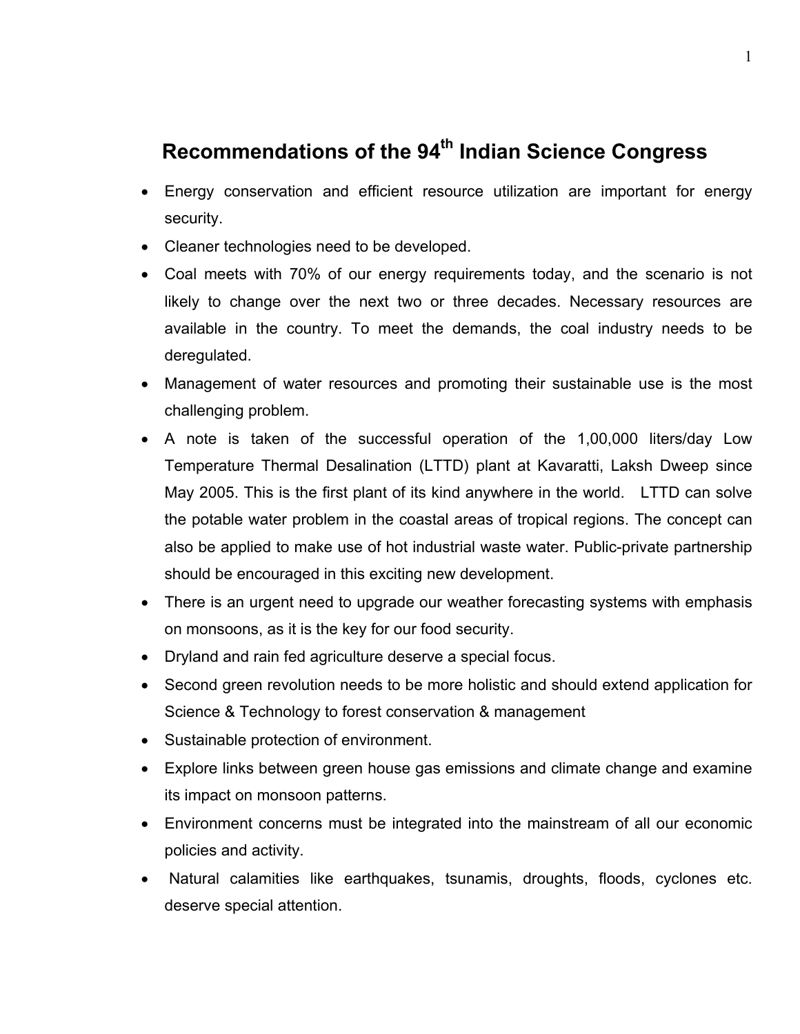# Recommendations of the 94th Indian Science Congress

- Energy conservation and efficient resource utilization are important for energy security.
- Cleaner technologies need to be developed.
- Coal meets with 70% of our energy requirements today, and the scenario is not likely to change over the next two or three decades. Necessary resources are available in the country. To meet the demands, the coal industry needs to be deregulated.
- Management of water resources and promoting their sustainable use is the most challenging problem.
- A note is taken of the successful operation of the 1,00,000 liters/day Low Temperature Thermal Desalination (LTTD) plant at Kavaratti, Laksh Dweep since May 2005. This is the first plant of its kind anywhere in the world. LTTD can solve the potable water problem in the coastal areas of tropical regions. The concept can also be applied to make use of hot industrial waste water. Public-private partnership should be encouraged in this exciting new development.
- There is an urgent need to upgrade our weather forecasting systems with emphasis on monsoons, as it is the key for our food security.
- Dryland and rain fed agriculture deserve a special focus.
- Second green revolution needs to be more holistic and should extend application for Science & Technology to forest conservation & management
- Sustainable protection of environment.
- Explore links between green house gas emissions and climate change and examine its impact on monsoon patterns.
- Environment concerns must be integrated into the mainstream of all our economic policies and activity.
- Natural calamities like earthquakes, tsunamis, droughts, floods, cyclones etc. deserve special attention.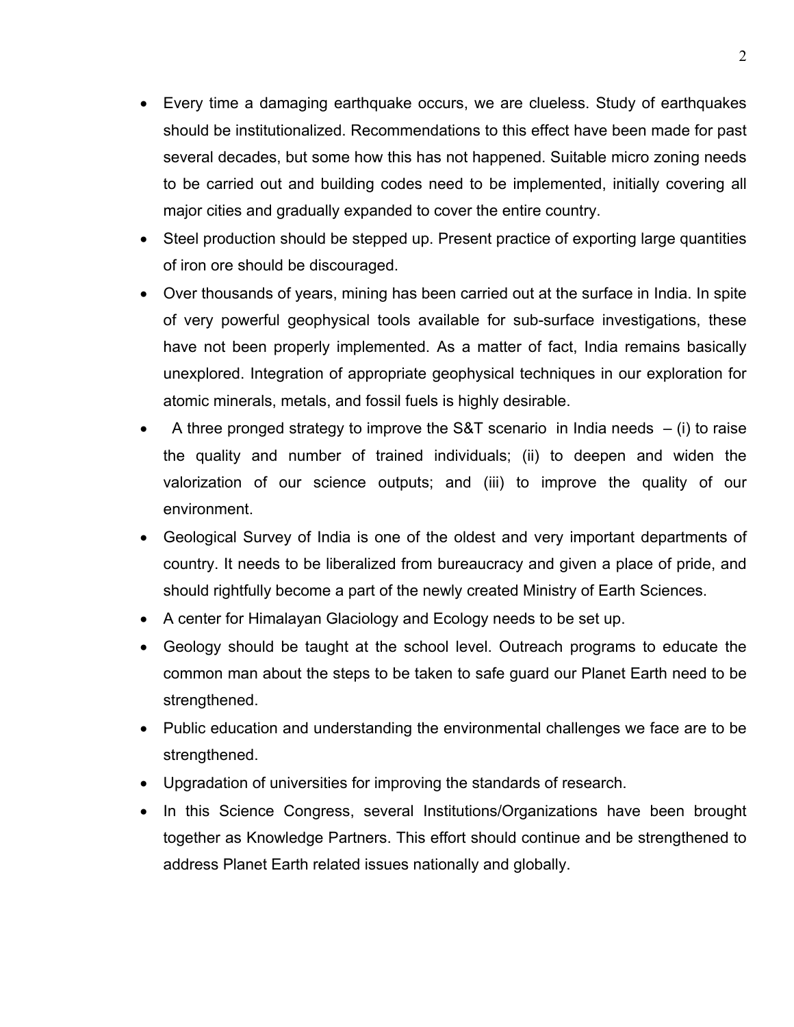- Every time a damaging earthquake occurs, we are clueless. Study of earthquakes should be institutionalized. Recommendations to this effect have been made for past several decades, but some how this has not happened. Suitable micro zoning needs to be carried out and building codes need to be implemented, initially covering all major cities and gradually expanded to cover the entire country.
- Steel production should be stepped up. Present practice of exporting large quantities of iron ore should be discouraged.
- Over thousands of years, mining has been carried out at the surface in India. In spite of very powerful geophysical tools available for sub-surface investigations, these have not been properly implemented. As a matter of fact, India remains basically unexplored. Integration of appropriate geophysical techniques in our exploration for atomic minerals, metals, and fossil fuels is highly desirable.
- A three pronged strategy to improve the S&T scenario in India needs – (i) to raise the quality and number of trained individuals; (ii) to deepen and widen the valorization of our science outputs; and (iii) to improve the quality of our environment.
- Geological Survey of India is one of the oldest and very important departments of country. It needs to be liberalized from bureaucracy and given a place of pride, and should rightfully become a part of the newly created Ministry of Earth Sciences.
- A center for Himalayan Glaciology and Ecology needs to be set up.
- Geology should be taught at the school level. Outreach programs to educate the common man about the steps to be taken to safe guard our Planet Earth need to be strengthened.
- Public education and understanding the environmental challenges we face are to be strengthened.
- Upgradation of universities for improving the standards of research.
- In this Science Congress, several Institutions/Organizations have been brought together as Knowledge Partners. This effort should continue and be strengthened to address Planet Earth related issues nationally and globally.